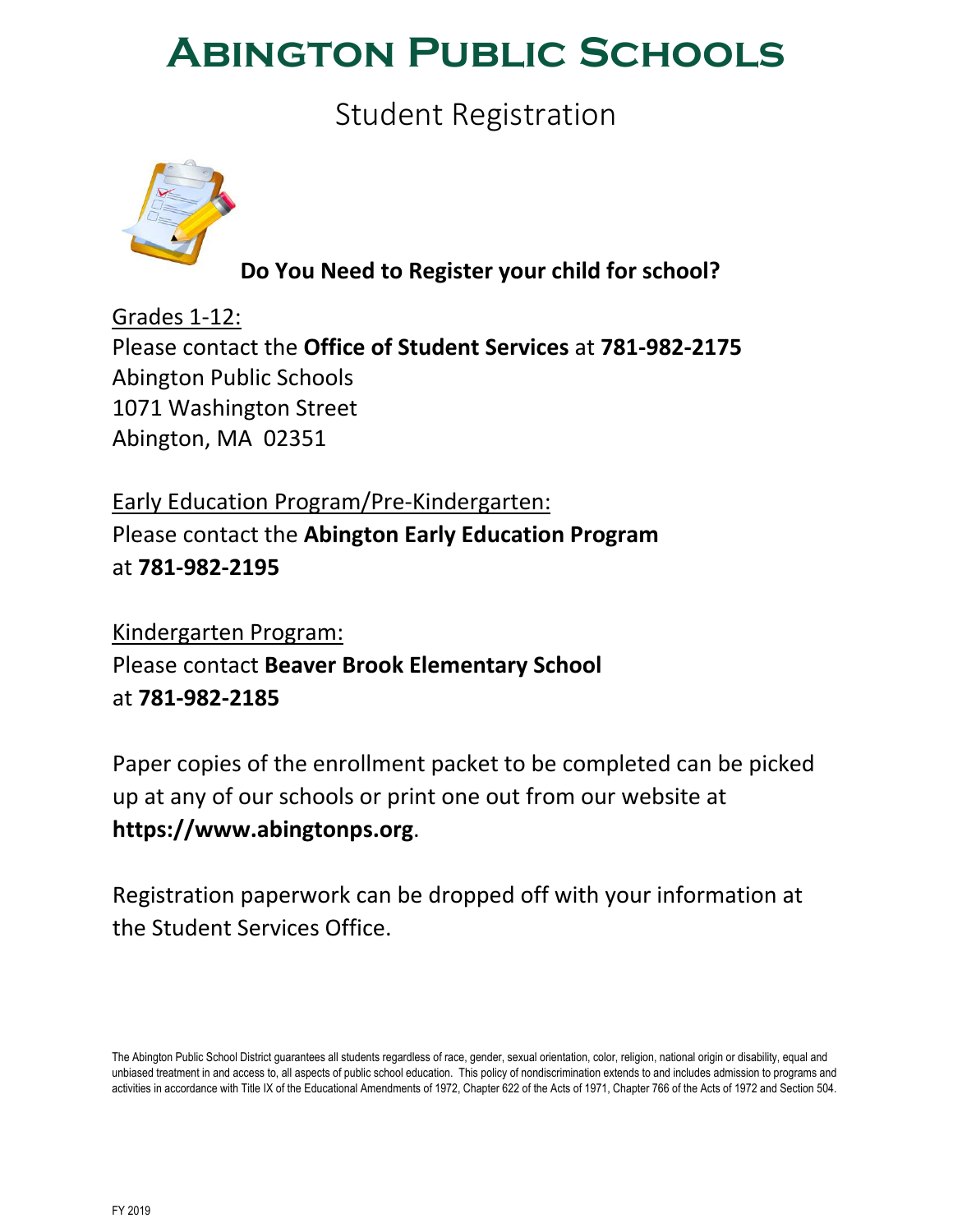# Abington Public Schools

## Student Registration

**Do You Need to Register your child for school?**

Grades 1-12:
Please contact the **Office of Student Services** at **781-982-2175**
Abington Public Schools
1071 Washington Street
Abington, MA  02351

Early Education Program/Pre-Kindergarten:
Please contact the **Abington Early Education Program** at **781-982-2195**

Kindergarten Program:
Please contact **Beaver Brook Elementary School** at **781-982-2185**

Paper copies of the enrollment packet to be completed can be picked up at any of our schools or print one out from our website at **https://www.abingtonps.org**.

Registration paperwork can be dropped off with your information at the Student Services Office.

The Abington Public School District guarantees all students regardless of race, gender, sexual orientation, color, religion, national origin or disability, equal and unbiased treatment in and access to, all aspects of public school education. This policy of nondiscrimination extends to and includes admission to programs and activities in accordance with Title IX of the Educational Amendments of 1972, Chapter 622 of the Acts of 1971, Chapter 766 of the Acts of 1972 and Section 504.

FY 2019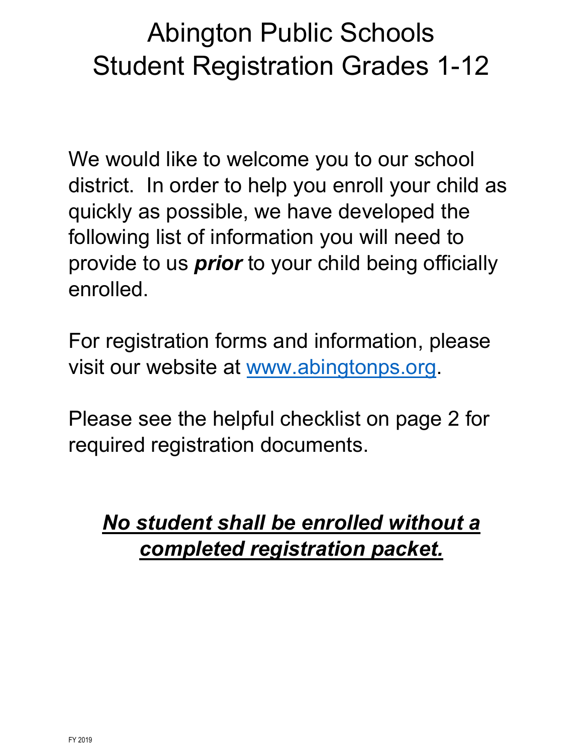# Abington Public Schools
# Student Registration Grades 1-12

We would like to welcome you to our school district. In order to help you enroll your child as quickly as possible, we have developed the following list of information you will need to provide to us ***prior*** to your child being officially enrolled.

For registration forms and information, please visit our website at [www.abingtonps.org](http://www.abingtonps.org).

Please see the helpful checklist on page 2 for required registration documents.

***<u>No student shall be enrolled without a completed registration packet.</u>***

FY 2019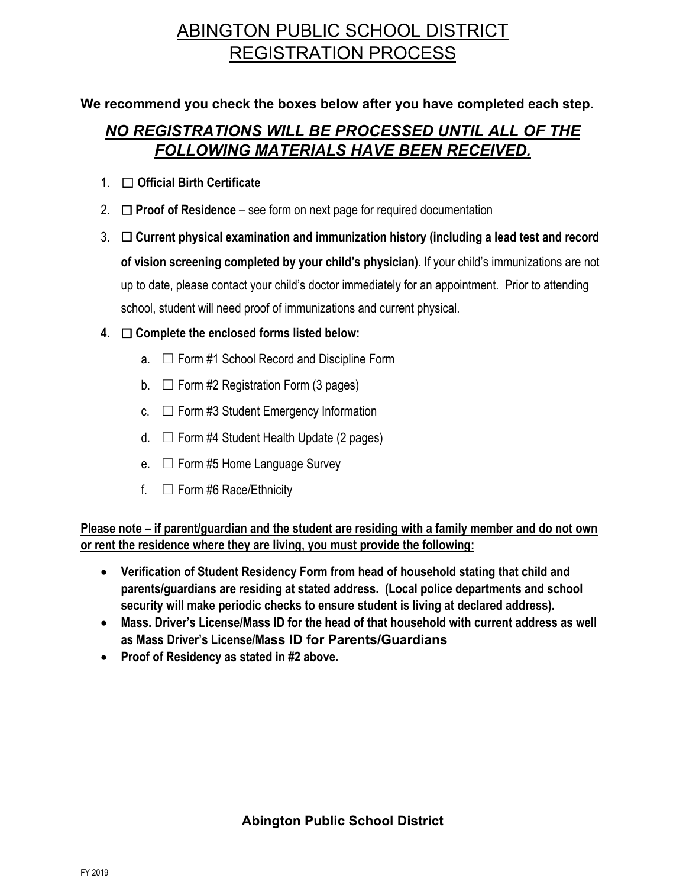# ABINGTON PUBLIC SCHOOL DISTRICT
# REGISTRATION PROCESS

**We recommend you check the boxes below after you have completed each step.**

## ***NO REGISTRATIONS WILL BE PROCESSED UNTIL ALL OF THE FOLLOWING MATERIALS HAVE BEEN RECEIVED.***

1. ☐ **Official Birth Certificate**
2. ☐ **Proof of Residence** – see form on next page for required documentation
3. ☐ **Current physical examination and immunization history (including a lead test and record of vision screening completed by your child's physician)**. If your child's immunizations are not up to date, please contact your child's doctor immediately for an appointment. Prior to attending school, student will need proof of immunizations and current physical.
4. ☐ **Complete the enclosed forms listed below:**
   a. ☐ Form #1 School Record and Discipline Form
   b. ☐ Form #2 Registration Form (3 pages)
   c. ☐ Form #3 Student Emergency Information
   d. ☐ Form #4 Student Health Update (2 pages)
   e. ☐ Form #5 Home Language Survey
   f. ☐ Form #6 Race/Ethnicity

**Please note – if parent/guardian and the student are residing with a family member and do not own or rent the residence where they are living, you must provide the following:**

- **Verification of Student Residency Form from head of household stating that child and parents/guardians are residing at stated address. (Local police departments and school security will make periodic checks to ensure student is living at declared address).**
- **Mass. Driver's License/Mass ID for the head of that household with current address as well as Mass Driver's License/Mass ID for Parents/Guardians**
- **Proof of Residency as stated in #2 above.**

**Abington Public School District**

FY 2019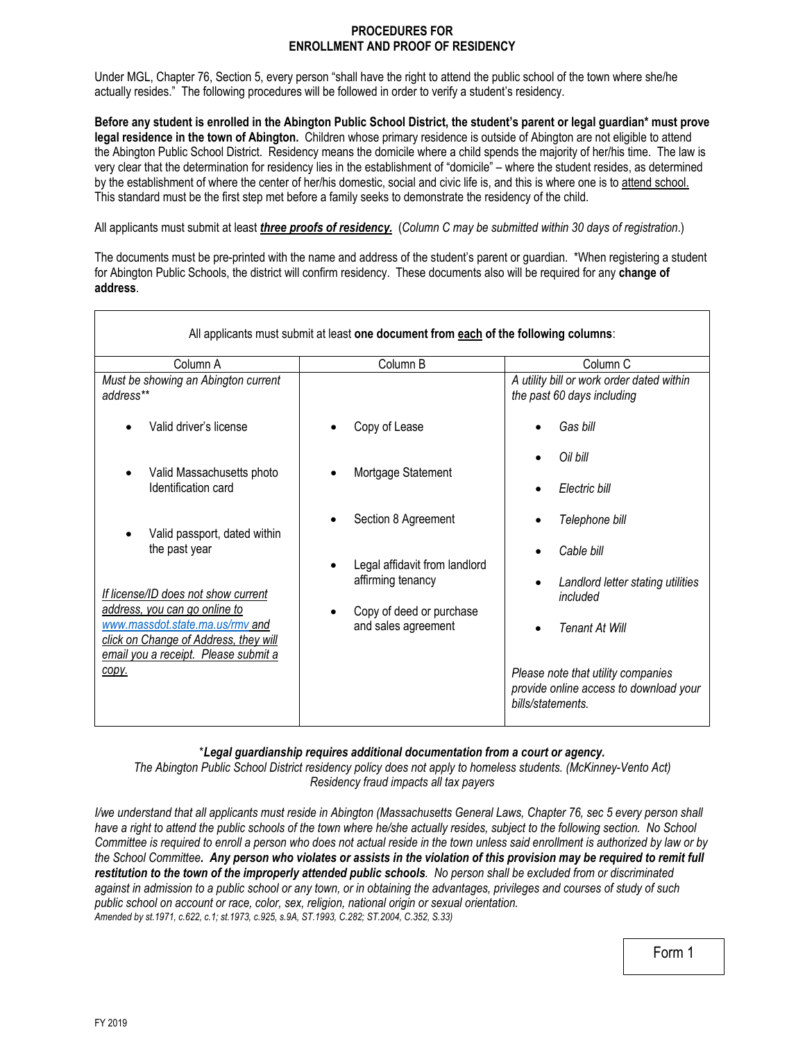# PROCEDURES FOR ENROLLMENT AND PROOF OF RESIDENCY

Under MGL, Chapter 76, Section 5, every person "shall have the right to attend the public school of the town where she/he actually resides." The following procedures will be followed in order to verify a student's residency.

**Before any student is enrolled in the Abington Public School District, the student's parent or legal guardian\* must prove legal residence in the town of Abington.** Children whose primary residence is outside of Abington are not eligible to attend the Abington Public School District. Residency means the domicile where a child spends the majority of her/his time. The law is very clear that the determination for residency lies in the establishment of "domicile" – where the student resides, as determined by the establishment of where the center of her/his domestic, social and civic life is, and this is where one is to <u>attend school.</u> This standard must be the first step met before a family seeks to demonstrate the residency of the child.

All applicants must submit at least ***<u>three proofs of residency.</u>*** (*Column C may be submitted within 30 days of registration*.)

The documents must be pre-printed with the name and address of the student's parent or guardian. \*When registering a student for Abington Public Schools, the district will confirm residency. These documents also will be required for any **change of address**.

All applicants must submit at least **one document from <u>each</u> of the following columns**:

| Column A | Column B | Column C |
|---|---|---|
| *Must be showing an Abington current address\*\** | | *A utility bill or work order dated within the past 60 days including* |
| • Valid driver's license | • Copy of Lease | • *Gas bill* |
| • Valid Massachusetts photo Identification card | • Mortgage Statement | • *Oil bill* |
| • Valid passport, dated within the past year | • Section 8 Agreement | • *Electric bill* |
| | • Legal affidavit from landlord affirming tenancy | • *Telephone bill* |
| <u>*If license/ID does not show current address, you can go online to www.massdot.state.ma.us/rmv and click on Change of Address, they will email you a receipt. Please submit a copy.*</u> | • Copy of deed or purchase and sales agreement | • *Cable bill* |
| | | • *Landlord letter stating utilities included* |
| | | • *Tenant At Will* |
| | | *Please note that utility companies provide online access to download your bills/statements.* |

\****Legal guardianship requires additional documentation from a court or agency.***
*The Abington Public School District residency policy does not apply to homeless students. (McKinney-Vento Act)*
*Residency fraud impacts all tax payers*

*I/we understand that all applicants must reside in Abington (Massachusetts General Laws, Chapter 76, sec 5 every person shall have a right to attend the public schools of the town where he/she actually resides, subject to the following section. No School Committee is required to enroll a person who does not actual reside in the town unless said enrollment is authorized by law or by the School Committee**. Any person who violates or assists in the violation of this provision may be required to remit full restitution to the town of the improperly attended public schools**. No person shall be excluded from or discriminated against in admission to a public school or any town, or in obtaining the advantages, privileges and courses of study of such public school on account or race, color, sex, religion, national origin or sexual orientation.*
*Amended by st.1971, c.622, c.1; st.1973, c.925, s.9A, ST.1993, C.282; ST.2004, C.352, S.33)*

Form 1

FY 2019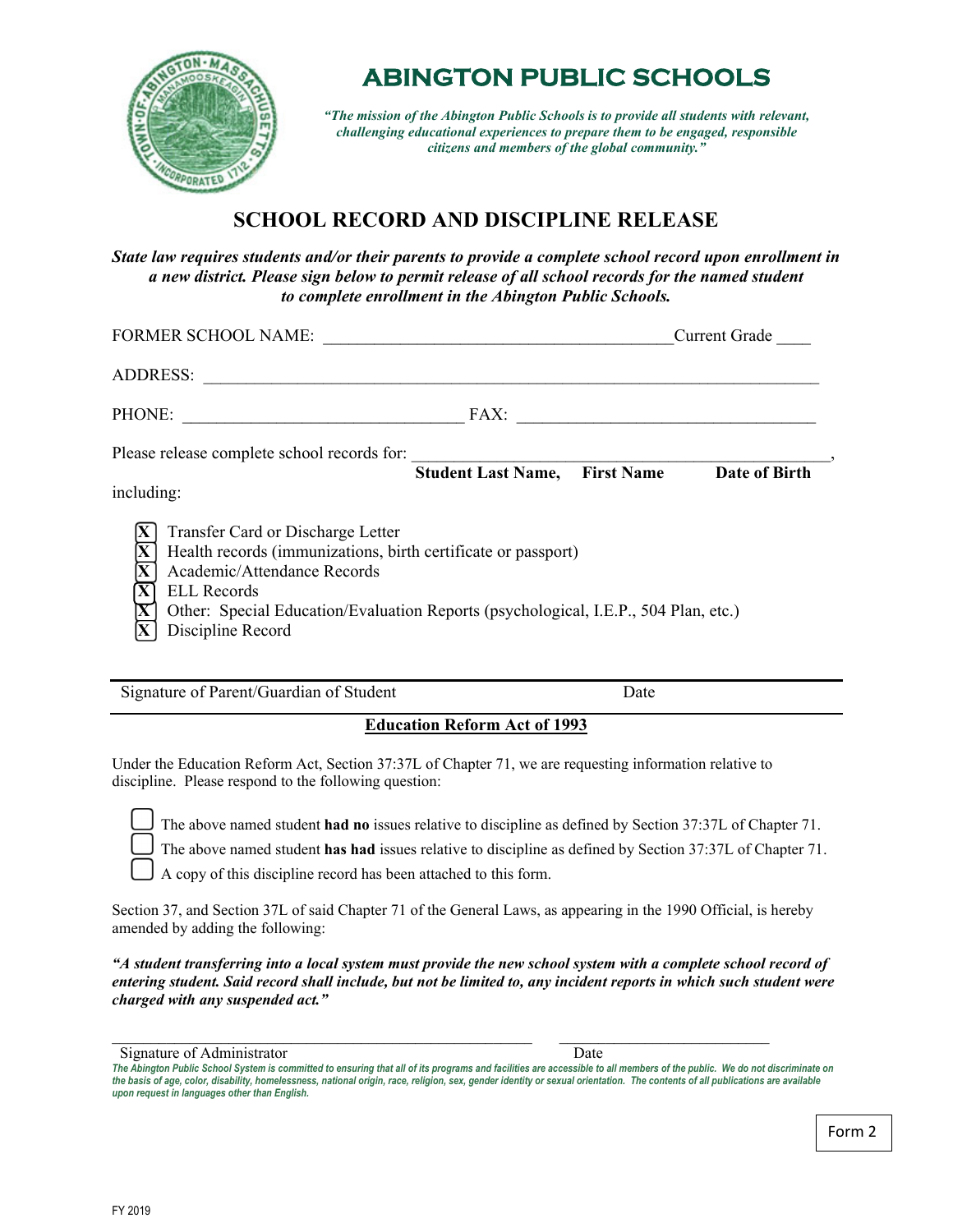# ABINGTON PUBLIC SCHOOLS

*"The mission of the Abington Public Schools is to provide all students with relevant, challenging educational experiences to prepare them to be engaged, responsible citizens and members of the global community."*

## SCHOOL RECORD AND DISCIPLINE RELEASE

***State law requires students and/or their parents to provide a complete school record upon enrollment in a new district. Please sign below to permit release of all school records for the named student to complete enrollment in the Abington Public Schools.***

FORMER SCHOOL NAME: ________________________________________ Current Grade ____

ADDRESS: ______________________________________________________________________

PHONE: ________________________________ FAX: __________________________________

Please release complete school records for: _______________________________________________,

**Student Last Name, First Name Date of Birth**

including:

- [X] Transfer Card or Discharge Letter
- [X] Health records (immunizations, birth certificate or passport)
- [X] Academic/Attendance Records
- [X] ELL Records
- [X] Other: Special Education/Evaluation Reports (psychological, I.E.P., 504 Plan, etc.)
- [X] Discipline Record

Signature of Parent/Guardian of Student Date

**Education Reform Act of 1993**

Under the Education Reform Act, Section 37:37L of Chapter 71, we are requesting information relative to discipline. Please respond to the following question:

- [ ] The above named student **had no** issues relative to discipline as defined by Section 37:37L of Chapter 71.
- [ ] The above named student **has had** issues relative to discipline as defined by Section 37:37L of Chapter 71.
- [ ] A copy of this discipline record has been attached to this form.

Section 37, and Section 37L of said Chapter 71 of the General Laws, as appearing in the 1990 Official, is hereby amended by adding the following:

***"A student transferring into a local system must provide the new school system with a complete school record of entering student. Said record shall include, but not be limited to, any incident reports in which such student were charged with any suspended act."***

______________________________________________ ___________________________

Signature of Administrator Date

*The Abington Public School System is committed to ensuring that all of its programs and facilities are accessible to all members of the public. We do not discriminate on the basis of age, color, disability, homelessness, national origin, race, religion, sex, gender identity or sexual orientation. The contents of all publications are available upon request in languages other than English.*

Form 2

FY 2019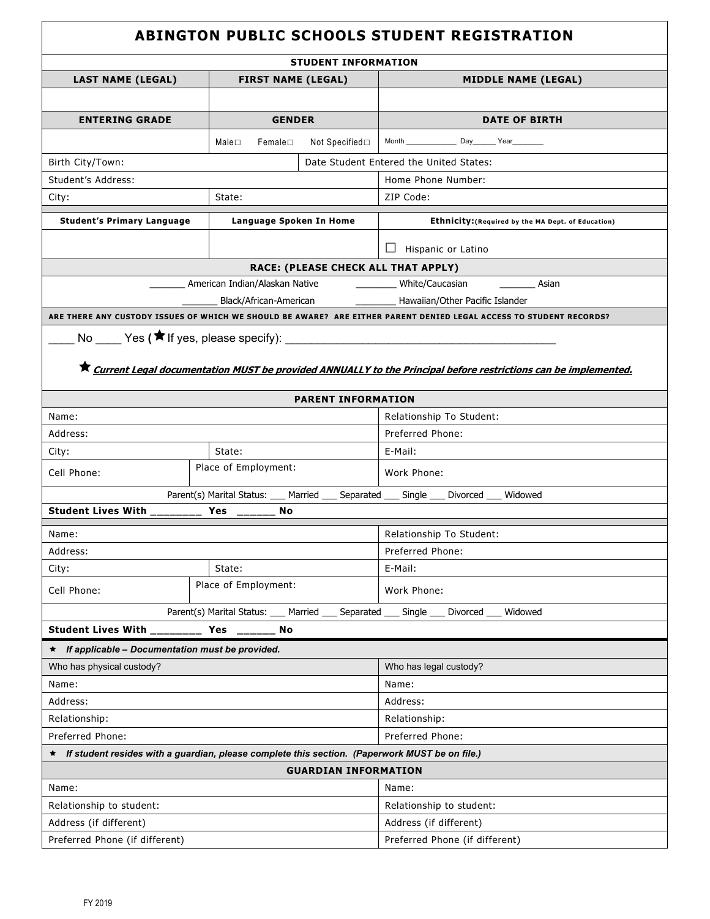# ABINGTON PUBLIC SCHOOLS STUDENT REGISTRATION

## STUDENT INFORMATION

| LAST NAME (LEGAL) | FIRST NAME (LEGAL) | MIDDLE NAME (LEGAL) |
|---|---|---|
| | | |
| **ENTERING GRADE** | **GENDER** | **DATE OF BIRTH** |
| | Male☐ Female☐ Not Specified☐ | Month ____________ Day______ Year________ |

| | |
|---|---|
| Birth City/Town: | Date Student Entered the United States: |
| Student's Address: | Home Phone Number: |

| | | |
|---|---|---|
| City: | State: | ZIP Code: |

| Student's Primary Language | Language Spoken In Home | Ethnicity: (Required by the MA Dept. of Education) |
|---|---|---|
| | | ☐ Hispanic or Latino |

**RACE: (PLEASE CHECK ALL THAT APPLY)**

_______ American Indian/Alaskan Native   ________ White/Caucasian   _______ Asian

_______ Black/African-American   ________ Hawaiian/Other Pacific Islander

**ARE THERE ANY CUSTODY ISSUES OF WHICH WE SHOULD BE AWARE? ARE EITHER PARENT DENIED LEGAL ACCESS TO STUDENT RECORDS?**

____ No ____ Yes (★ If yes, please specify): ______________________________________________

★ ***Current Legal documentation MUST be provided ANNUALLY to the Principal before restrictions can be implemented.***

## PARENT INFORMATION

| | | |
|---|---|---|
| Name: | | Relationship To Student: |
| Address: | | Preferred Phone: |
| City: | State: | E-Mail: |
| Cell Phone: | Place of Employment: | Work Phone: |

Parent(s) Marital Status: ___ Married ___ Separated ___ Single ___ Divorced ___ Widowed

**Student Lives With ________ Yes ______ No**

| | | |
|---|---|---|
| Name: | | Relationship To Student: |
| Address: | | Preferred Phone: |
| City: | State: | E-Mail: |
| Cell Phone: | Place of Employment: | Work Phone: |

Parent(s) Marital Status: ___ Married ___ Separated ___ Single ___ Divorced ___ Widowed

**Student Lives With ________ Yes ______ No**

★ ***If applicable – Documentation must be provided.***

| Who has physical custody? | Who has legal custody? |
|---|---|
| Name: | Name: |
| Address: | Address: |
| Relationship: | Relationship: |
| Preferred Phone: | Preferred Phone: |

★ ***If student resides with a guardian, please complete this section. (Paperwork MUST be on file.)***

## GUARDIAN INFORMATION

| | |
|---|---|
| Name: | Name: |
| Relationship to student: | Relationship to student: |
| Address (if different) | Address (if different) |
| Preferred Phone (if different) | Preferred Phone (if different) |

FY 2019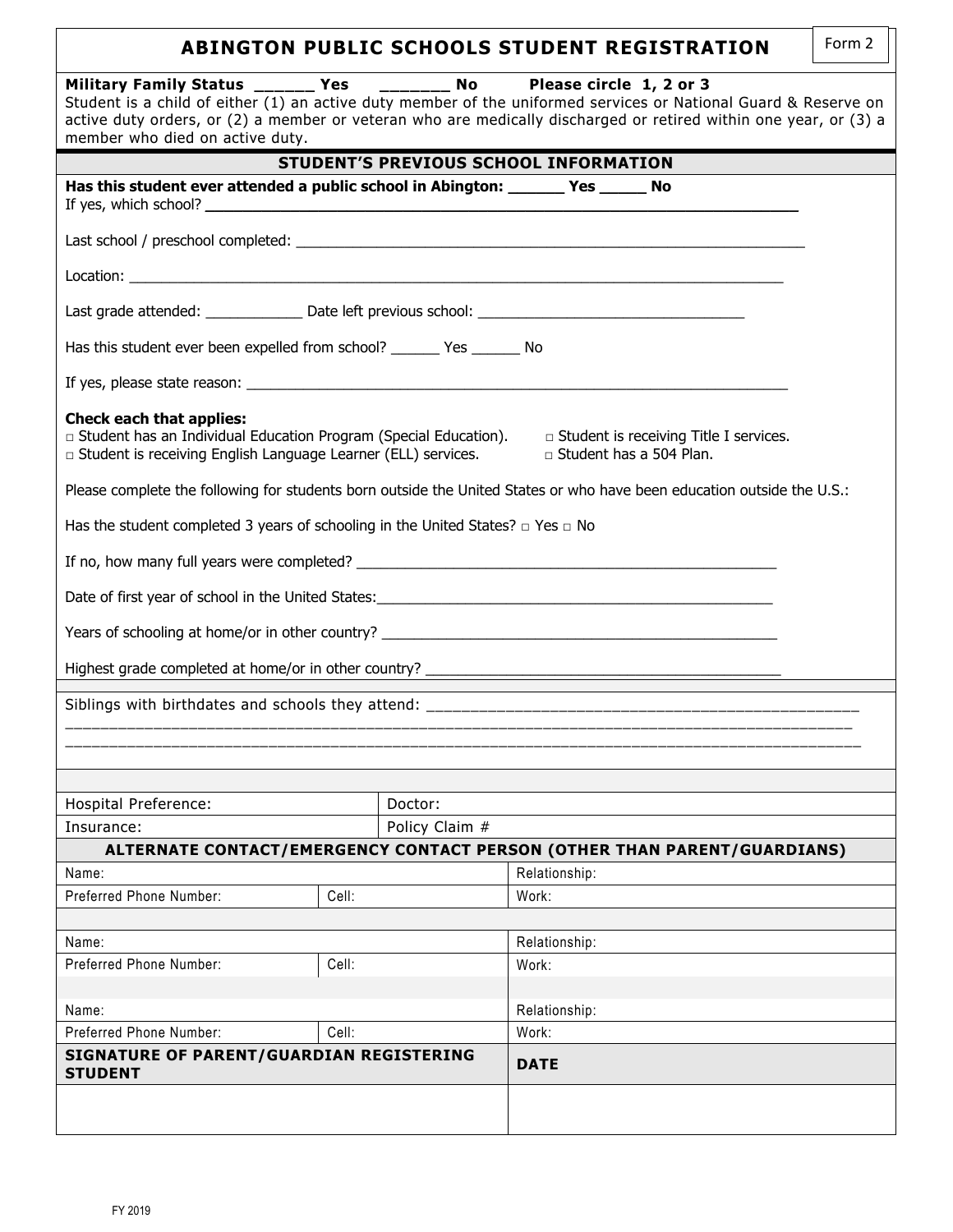# ABINGTON PUBLIC SCHOOLS STUDENT REGISTRATION

Form 2

**Military Family Status ______ Yes _______ No Please circle 1, 2 or 3**
Student is a child of either (1) an active duty member of the uniformed services or National Guard & Reserve on active duty orders, or (2) a member or veteran who are medically discharged or retired within one year, or (3) a member who died on active duty.

## STUDENT'S PREVIOUS SCHOOL INFORMATION

**Has this student ever attended a public school in Abington: ______ Yes _____ No**
If yes, which school? ___________________________________________________________________

Last school / preschool completed: _______________________________________________________________

Location: _____________________________________________________________________________

Last grade attended: ____________ Date left previous school: _________________________________

Has this student ever been expelled from school? ______ Yes ______ No

If yes, please state reason: ___________________________________________________________________

**Check each that applies:**

□ Student has an Individual Education Program (Special Education).
□ Student is receiving Title I services.
□ Student is receiving English Language Learner (ELL) services.
□ Student has a 504 Plan.

Please complete the following for students born outside the United States or who have been education outside the U.S.:

Has the student completed 3 years of schooling in the United States? □ Yes □ No

If no, how many full years were completed? _____________________________________________________

Date of first year of school in the United States:_________________________________________________

Years of schooling at home/or in other country? _________________________________________________

Highest grade completed at home/or in other country? ____________________________________________

Siblings with birthdates and schools they attend: _________________________________________________
______________________________________________________________________________________________
______________________________________________________________________________________________

| Hospital Preference: | Doctor: |
|---|---|
| Insurance: | Policy Claim # |

## ALTERNATE CONTACT/EMERGENCY CONTACT PERSON (OTHER THAN PARENT/GUARDIANS)

| Name: | | Relationship: |
|---|---|---|
| Preferred Phone Number: | Cell: | Work: |
| | | |
| Name: | | Relationship: |
| Preferred Phone Number: | Cell: | Work: |
| | | |
| Name: | | Relationship: |
| Preferred Phone Number: | Cell: | Work: |

| SIGNATURE OF PARENT/GUARDIAN REGISTERING STUDENT | DATE |
|---|---|
| | |

FY 2019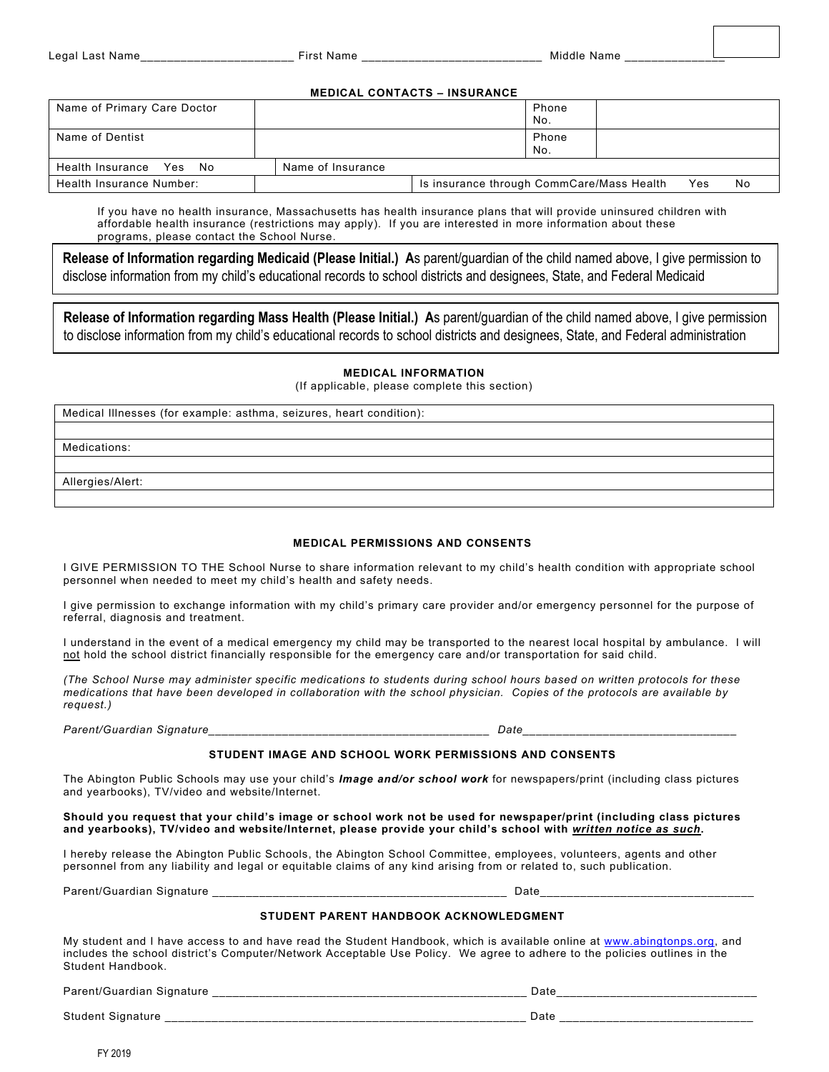Legal Last Name______________________ First Name __________________________ Middle Name ______________

**MEDICAL CONTACTS – INSURANCE**

| Name of Primary Care Doctor | | Phone No. | |
|---|---|---|---|
| Name of Dentist | | Phone No. | |
| Health Insurance Yes No | Name of Insurance | | |
| Health Insurance Number: | | Is insurance through CommCare/Mass Health Yes No | |

If you have no health insurance, Massachusetts has health insurance plans that will provide uninsured children with affordable health insurance (restrictions may apply). If you are interested in more information about these programs, please contact the School Nurse.

**Release of Information regarding Medicaid (Please Initial.) A**s parent/guardian of the child named above, I give permission to disclose information from my child's educational records to school districts and designees, State, and Federal Medicaid

**Release of Information regarding Mass Health (Please Initial.) A**s parent/guardian of the child named above, I give permission to disclose information from my child's educational records to school districts and designees, State, and Federal administration

**MEDICAL INFORMATION**

(If applicable, please complete this section)

| Medical Illnesses (for example: asthma, seizures, heart condition): |
|---|
| |
| Medications: |
| |
| Allergies/Alert: |
| |

**MEDICAL PERMISSIONS AND CONSENTS**

I GIVE PERMISSION TO THE School Nurse to share information relevant to my child's health condition with appropriate school personnel when needed to meet my child's health and safety needs.

I give permission to exchange information with my child's primary care provider and/or emergency personnel for the purpose of referral, diagnosis and treatment.

I understand in the event of a medical emergency my child may be transported to the nearest local hospital by ambulance. I will not hold the school district financially responsible for the emergency care and/or transportation for said child.

*(The School Nurse may administer specific medications to students during school hours based on written protocols for these medications that have been developed in collaboration with the school physician. Copies of the protocols are available by request.)*

*Parent/Guardian Signature*__________________________________________ *Date*________________________________

**STUDENT IMAGE AND SCHOOL WORK PERMISSIONS AND CONSENTS**

The Abington Public Schools may use your child's ***Image and/or school work*** for newspapers/print (including class pictures and yearbooks), TV/video and website/Internet.

**Should you request that your child's image or school work not be used for newspaper/print (including class pictures and yearbooks), TV/video and website/Internet, please provide your child's school with *written notice as such*.**

I hereby release the Abington Public Schools, the Abington School Committee, employees, volunteers, agents and other personnel from any liability and legal or equitable claims of any kind arising from or related to, such publication.

Parent/Guardian Signature ____________________________________________ Date________________________________

**STUDENT PARENT HANDBOOK ACKNOWLEDGMENT**

My student and I have access to and have read the Student Handbook, which is available online at www.abingtonps.org, and includes the school district's Computer/Network Acceptable Use Policy. We agree to adhere to the policies outlines in the Student Handbook.

Parent/Guardian Signature _______________________________________________ Date_____________________________

Student Signature ______________________________________________________ Date ____________________________

FY 2019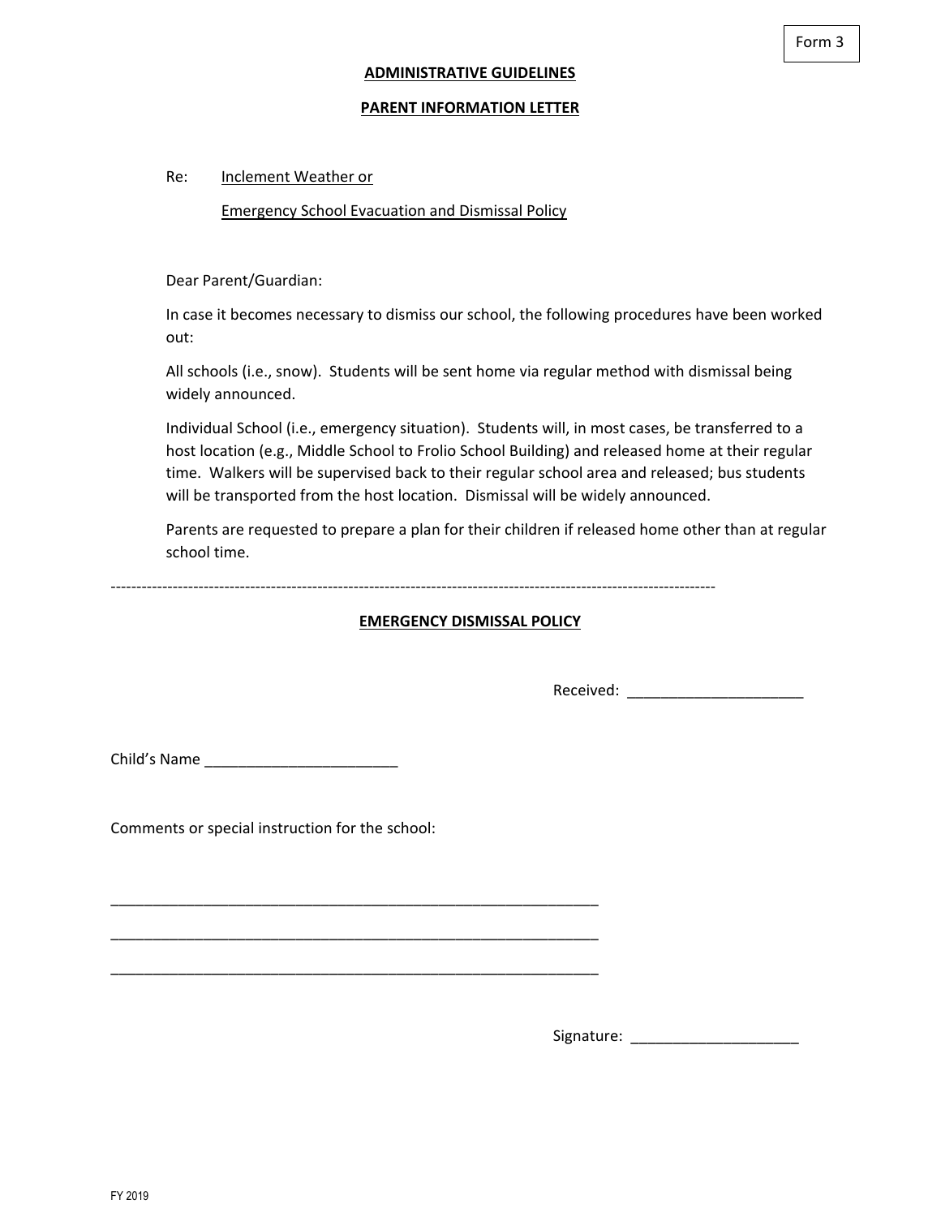Form 3

**ADMINISTRATIVE GUIDELINES**

**PARENT INFORMATION LETTER**

Re: Inclement Weather or

Emergency School Evacuation and Dismissal Policy

Dear Parent/Guardian:

In case it becomes necessary to dismiss our school, the following procedures have been worked out:

All schools (i.e., snow). Students will be sent home via regular method with dismissal being widely announced.

Individual School (i.e., emergency situation). Students will, in most cases, be transferred to a host location (e.g., Middle School to Frolio School Building) and released home at their regular time. Walkers will be supervised back to their regular school area and released; bus students will be transported from the host location. Dismissal will be widely announced.

Parents are requested to prepare a plan for their children if released home other than at regular school time.

---

**EMERGENCY DISMISSAL POLICY**

Received: ______________________

Child's Name ________________________

Comments or special instruction for the school:

______________________________________________________________

______________________________________________________________

______________________________________________________________

Signature: _____________________

FY 2019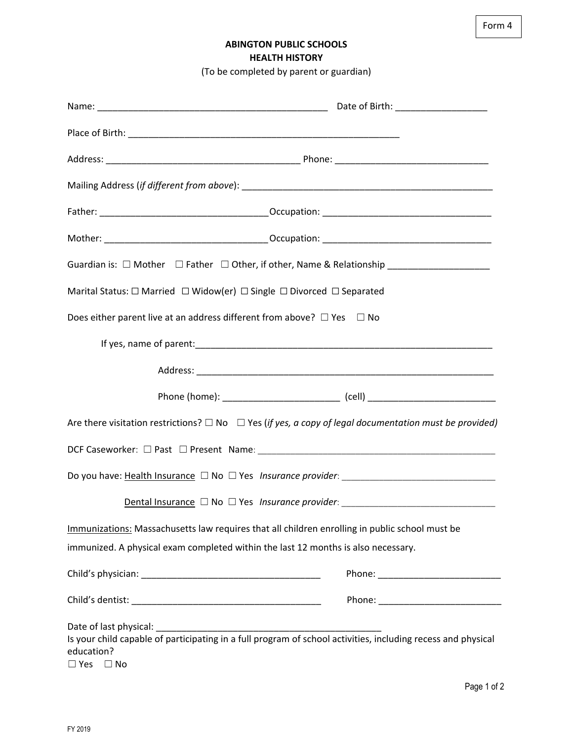Form 4

**ABINGTON PUBLIC SCHOOLS**
**HEALTH HISTORY**

(To be completed by parent or guardian)

Name: _____________________________________________ Date of Birth: __________________

Place of Birth: ____________________________________________________

Address: _____________________________________ Phone: _____________________________

Mailing Address (*if different from above*): __________________________________________________

Father: ________________________________Occupation: ________________________________

Mother: _______________________________Occupation: ________________________________

Guardian is: ☐ Mother ☐ Father ☐ Other, if other, Name & Relationship ___________________

Marital Status: ☐ Married ☐ Widow(er) ☐ Single ☐ Divorced ☐ Separated

Does either parent live at an address different from above? ☐ Yes ☐ No

If yes, name of parent:_________________________________________________________

Address: _______________________________________________________

Phone (home): ______________________ (cell) ________________________

Are there visitation restrictions? ☐ No ☐ Yes (*if yes, a copy of legal documentation must be provided)*

DCF Caseworker: ☐ Past ☐ Present Name: ______________________________________________

Do you have: Health Insurance ☐ No ☐ Yes *Insurance provider*: ______________________________

Dental Insurance ☐ No ☐ Yes *Insurance provider*: ______________________________

Immunizations: Massachusetts law requires that all children enrolling in public school must be immunized. A physical exam completed within the last 12 months is also necessary.

Child's physician: __________________________________ Phone: _______________________

Child's dentist: ____________________________________ Phone: _______________________

Date of last physical: ___________________________________________

Is your child capable of participating in a full program of school activities, including recess and physical education?

☐ Yes ☐ No

FY 2019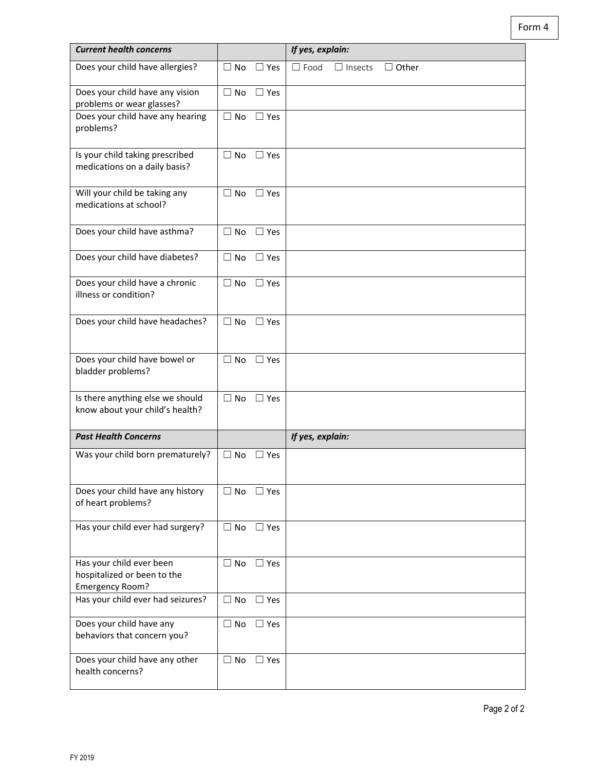Form 4

| ***Current health concerns*** | | ***If yes, explain:*** |
| --- | --- | --- |
| Does your child have allergies? | ☐ No ☐ Yes | ☐ Food ☐ Insects ☐ Other |
| Does your child have any vision problems or wear glasses? | ☐ No ☐ Yes | |
| Does your child have any hearing problems? | ☐ No ☐ Yes | |
| Is your child taking prescribed medications on a daily basis? | ☐ No ☐ Yes | |
| Will your child be taking any medications at school? | ☐ No ☐ Yes | |
| Does your child have asthma? | ☐ No ☐ Yes | |
| Does your child have diabetes? | ☐ No ☐ Yes | |
| Does your child have a chronic illness or condition? | ☐ No ☐ Yes | |
| Does your child have headaches? | ☐ No ☐ Yes | |
| Does your child have bowel or bladder problems? | ☐ No ☐ Yes | |
| Is there anything else we should know about your child's health? | ☐ No ☐ Yes | |
| ***Past Health Concerns*** | | ***If yes, explain:*** |
| Was your child born prematurely? | ☐ No ☐ Yes | |
| Does your child have any history of heart problems? | ☐ No ☐ Yes | |
| Has your child ever had surgery? | ☐ No ☐ Yes | |
| Has your child ever been hospitalized or been to the Emergency Room? | ☐ No ☐ Yes | |
| Has your child ever had seizures? | ☐ No ☐ Yes | |
| Does your child have any behaviors that concern you? | ☐ No ☐ Yes | |
| Does your child have any other health concerns? | ☐ No ☐ Yes | |

FY 2019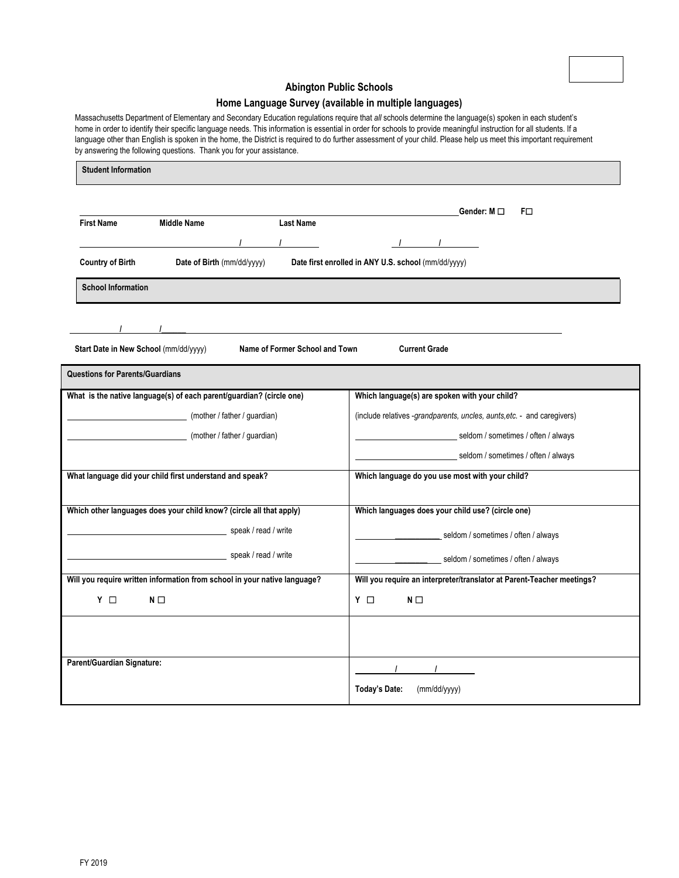# Abington Public Schools

## Home Language Survey (available in multiple languages)

Massachusetts Department of Elementary and Secondary Education regulations require that *all* schools determine the language(s) spoken in each student's home in order to identify their specific language needs. This information is essential in order for schools to provide meaningful instruction for all students. If a language other than English is spoken in the home, the District is required to do further assessment of your child. Please help us meet this important requirement by answering the following questions. Thank you for your assistance.

**Student Information**

| | | | |
|---|---|---|---|
| ______________ | ______________ | ______________ | **Gender: M ☐ F☐** |
| **First Name** | **Middle Name** | **Last Name** | |
| ______________ | ____/____/____ | ____/____/____ | |
| **Country of Birth** | **Date of Birth** (mm/dd/yyyy) | **Date first enrolled in ANY U.S. school** (mm/dd/yyyy) | |

**School Information**

| | | |
|---|---|---|
| ____/____/____ | ______________ | ______________ |
| **Start Date in New School** (mm/dd/yyyy) | **Name of Former School and Town** | **Current Grade** |

| **Questions for Parents/Guardians** | |
|---|---|
| **What is the native language(s) of each parent/guardian? (circle one)** | **Which language(s) are spoken with your child?** |
| ______________ (mother / father / guardian) | (include relatives -*grandparents, uncles, aunts,etc.* - and caregivers) |
| ______________ (mother / father / guardian) | ______________ seldom / sometimes / often / always |
| | ______________ seldom / sometimes / often / always |
| **What language did your child first understand and speak?** | **Which language do you use most with your child?** |
| **Which other languages does your child know? (circle all that apply)** | **Which languages does your child use? (circle one)** |
| ______________ speak / read / write | ______________ seldom / sometimes / often / always |
| ______________ speak / read / write | ______________ seldom / sometimes / often / always |
| **Will you require written information from school in your native language?** | **Will you require an interpreter/translator at Parent-Teacher meetings?** |
| **Y ☐ N ☐** | **Y ☐ N ☐** |
| | |
| **Parent/Guardian Signature:** | ____/____/____ **Today's Date:** (mm/dd/yyyy) |

FY 2019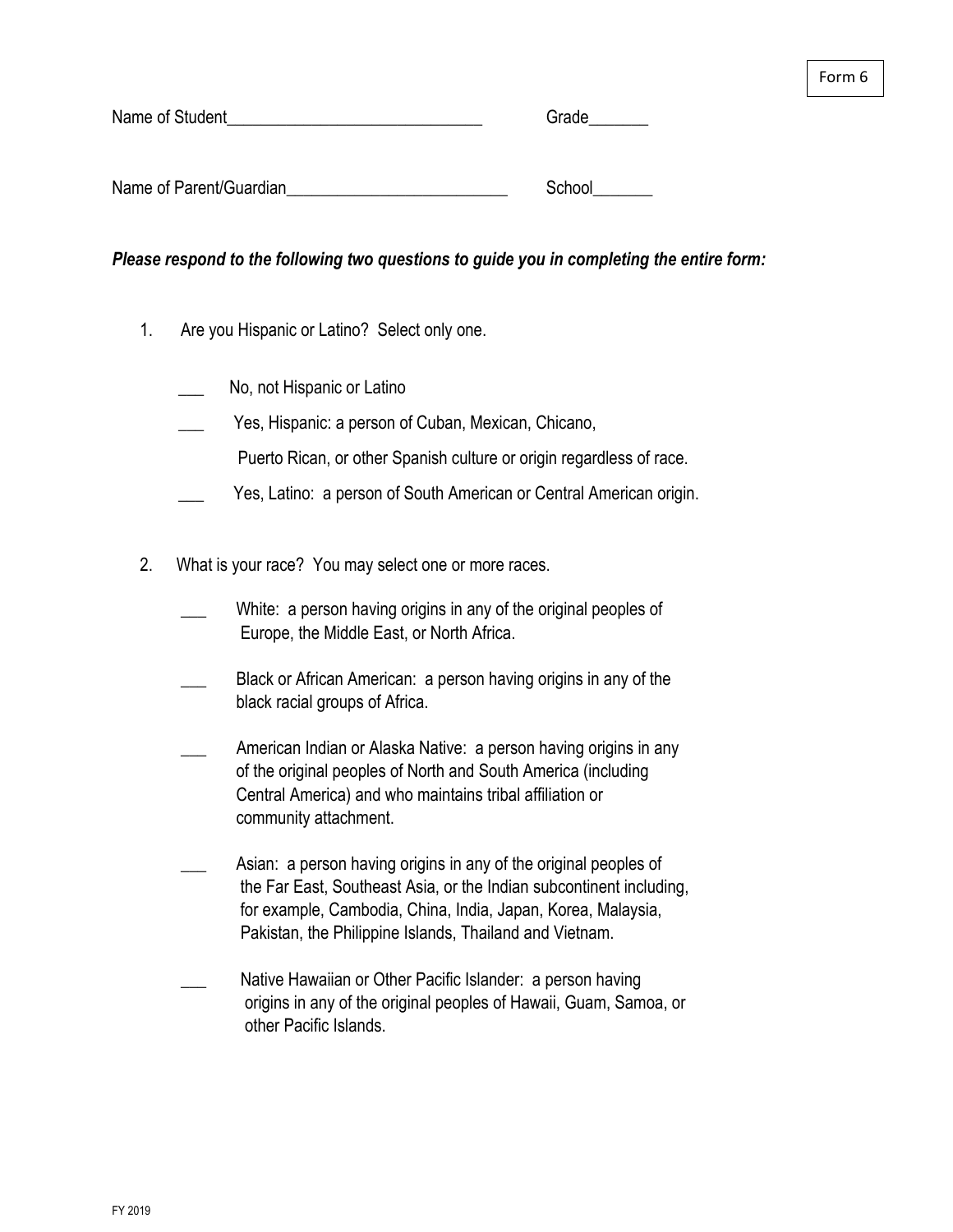Form 6

Name of Student______________________________ Grade_______

Name of Parent/Guardian__________________________ School_______

***Please respond to the following two questions to guide you in completing the entire form:***

1. Are you Hispanic or Latino? Select only one.

   ___ No, not Hispanic or Latino

   ___ Yes, Hispanic: a person of Cuban, Mexican, Chicano, Puerto Rican, or other Spanish culture or origin regardless of race.

   ___ Yes, Latino: a person of South American or Central American origin.

2. What is your race? You may select one or more races.

   ___ White: a person having origins in any of the original peoples of Europe, the Middle East, or North Africa.

   ___ Black or African American: a person having origins in any of the black racial groups of Africa.

   ___ American Indian or Alaska Native: a person having origins in any of the original peoples of North and South America (including Central America) and who maintains tribal affiliation or community attachment.

   ___ Asian: a person having origins in any of the original peoples of the Far East, Southeast Asia, or the Indian subcontinent including, for example, Cambodia, China, India, Japan, Korea, Malaysia, Pakistan, the Philippine Islands, Thailand and Vietnam.

   ___ Native Hawaiian or Other Pacific Islander: a person having origins in any of the original peoples of Hawaii, Guam, Samoa, or other Pacific Islands.

FY 2019